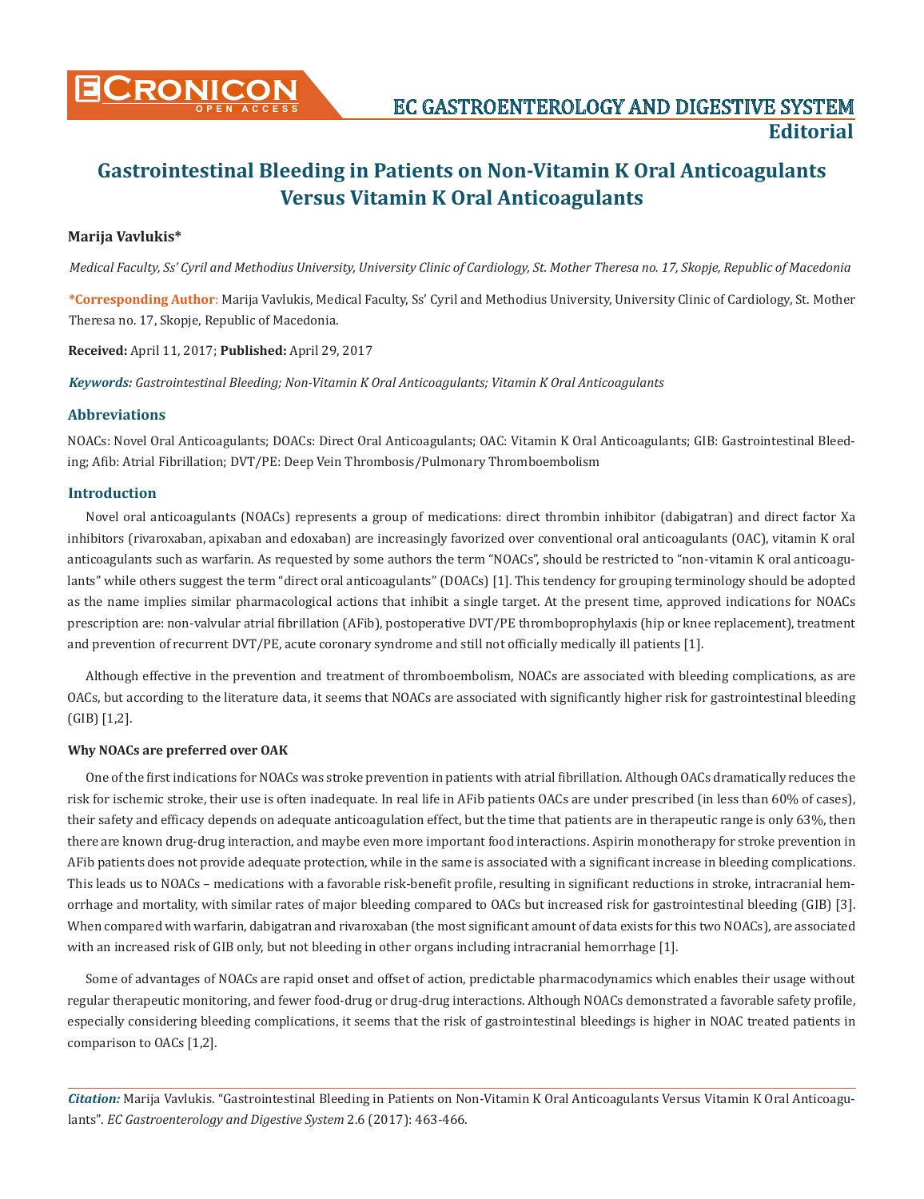# Gastrointestinal Bleeding in Patients on Non-Vitamin K Oral Anticoagulants Versus Vitamin K Oral Anticoagulants

**Marija Vavlukis***

*Medical Faculty, Ss' Cyril and Methodius University, University Clinic of Cardiology, St. Mother Theresa no. 17, Skopje, Republic of Macedonia*

**\*Corresponding Author**: Marija Vavlukis, Medical Faculty, Ss' Cyril and Methodius University, University Clinic of Cardiology, St. Mother Theresa no. 17, Skopje, Republic of Macedonia.

**Received:** April 11, 2017; **Published:** April 29, 2017

***Keywords:*** *Gastrointestinal Bleeding; Non-Vitamin K Oral Anticoagulants; Vitamin K Oral Anticoagulants*

## Abbreviations

NOACs: Novel Oral Anticoagulants; DOACs: Direct Oral Anticoagulants; OAC: Vitamin K Oral Anticoagulants; GIB: Gastrointestinal Bleeding; Afib: Atrial Fibrillation; DVT/PE: Deep Vein Thrombosis/Pulmonary Thromboembolism

## Introduction

Novel oral anticoagulants (NOACs) represents a group of medications: direct thrombin inhibitor (dabigatran) and direct factor Xa inhibitors (rivaroxaban, apixaban and edoxaban) are increasingly favorized over conventional oral anticoagulants (OAC), vitamin K oral anticoagulants such as warfarin. As requested by some authors the term "NOACs", should be restricted to "non-vitamin K oral anticoagulants" while others suggest the term "direct oral anticoagulants" (DOACs) [1]. This tendency for grouping terminology should be adopted as the name implies similar pharmacological actions that inhibit a single target. At the present time, approved indications for NOACs prescription are: non-valvular atrial fibrillation (AFib), postoperative DVT/PE thromboprophylaxis (hip or knee replacement), treatment and prevention of recurrent DVT/PE, acute coronary syndrome and still not officially medically ill patients [1].

Although effective in the prevention and treatment of thromboembolism, NOACs are associated with bleeding complications, as are OACs, but according to the literature data, it seems that NOACs are associated with significantly higher risk for gastrointestinal bleeding (GIB) [1,2].

### Why NOACs are preferred over OAK

One of the first indications for NOACs was stroke prevention in patients with atrial fibrillation. Although OACs dramatically reduces the risk for ischemic stroke, their use is often inadequate. In real life in AFib patients OACs are under prescribed (in less than 60% of cases), their safety and efficacy depends on adequate anticoagulation effect, but the time that patients are in therapeutic range is only 63%, then there are known drug-drug interaction, and maybe even more important food interactions. Aspirin monotherapy for stroke prevention in AFib patients does not provide adequate protection, while in the same is associated with a significant increase in bleeding complications. This leads us to NOACs – medications with a favorable risk-benefit profile, resulting in significant reductions in stroke, intracranial hemorrhage and mortality, with similar rates of major bleeding compared to OACs but increased risk for gastrointestinal bleeding (GIB) [3]. When compared with warfarin, dabigatran and rivaroxaban (the most significant amount of data exists for this two NOACs), are associated with an increased risk of GIB only, but not bleeding in other organs including intracranial hemorrhage [1].

Some of advantages of NOACs are rapid onset and offset of action, predictable pharmacodynamics which enables their usage without regular therapeutic monitoring, and fewer food-drug or drug-drug interactions. Although NOACs demonstrated a favorable safety profile, especially considering bleeding complications, it seems that the risk of gastrointestinal bleedings is higher in NOAC treated patients in comparison to OACs [1,2].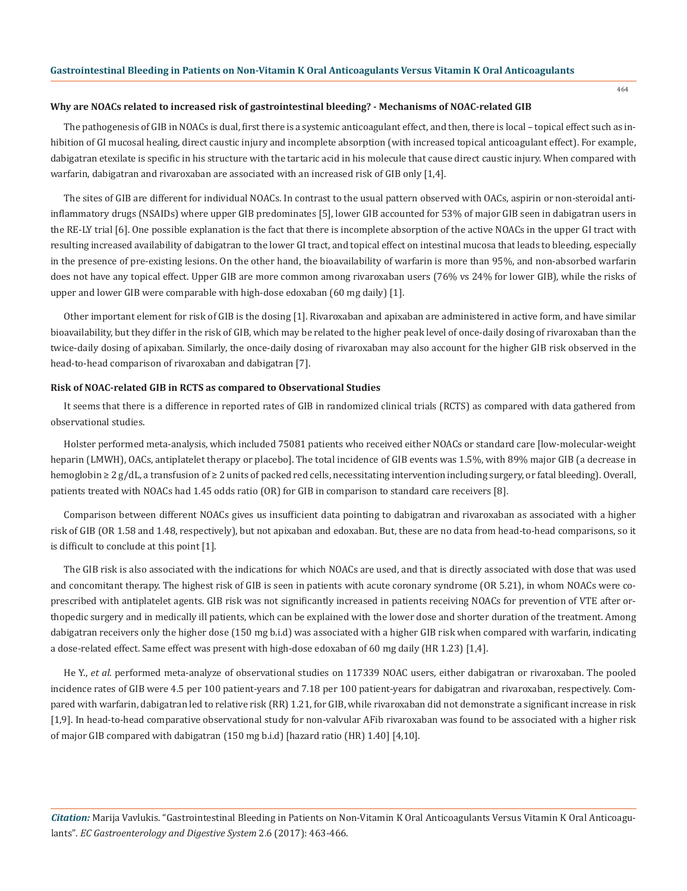### Why are NOACs related to increased risk of gastrointestinal bleeding? - Mechanisms of NOAC-related GIB

The pathogenesis of GIB in NOACs is dual, first there is a systemic anticoagulant effect, and then, there is local – topical effect such as inhibition of GI mucosal healing, direct caustic injury and incomplete absorption (with increased topical anticoagulant effect). For example, dabigatran etexilate is specific in his structure with the tartaric acid in his molecule that cause direct caustic injury. When compared with warfarin, dabigatran and rivaroxaban are associated with an increased risk of GIB only [1,4].

The sites of GIB are different for individual NOACs. In contrast to the usual pattern observed with OACs, aspirin or non-steroidal anti-inflammatory drugs (NSAIDs) where upper GIB predominates [5], lower GIB accounted for 53% of major GIB seen in dabigatran users in the RE-LY trial [6]. One possible explanation is the fact that there is incomplete absorption of the active NOACs in the upper GI tract with resulting increased availability of dabigatran to the lower GI tract, and topical effect on intestinal mucosa that leads to bleeding, especially in the presence of pre-existing lesions. On the other hand, the bioavailability of warfarin is more than 95%, and non-absorbed warfarin does not have any topical effect. Upper GIB are more common among rivaroxaban users (76% vs 24% for lower GIB), while the risks of upper and lower GIB were comparable with high-dose edoxaban (60 mg daily) [1].

Other important element for risk of GIB is the dosing [1]. Rivaroxaban and apixaban are administered in active form, and have similar bioavailability, but they differ in the risk of GIB, which may be related to the higher peak level of once-daily dosing of rivaroxaban than the twice-daily dosing of apixaban. Similarly, the once-daily dosing of rivaroxaban may also account for the higher GIB risk observed in the head-to-head comparison of rivaroxaban and dabigatran [7].

### Risk of NOAC-related GIB in RCTS as compared to Observational Studies

It seems that there is a difference in reported rates of GIB in randomized clinical trials (RCTS) as compared with data gathered from observational studies.

Holster performed meta-analysis, which included 75081 patients who received either NOACs or standard care [low-molecular-weight heparin (LMWH), OACs, antiplatelet therapy or placebo]. The total incidence of GIB events was 1.5%, with 89% major GIB (a decrease in hemoglobin ≥ 2 g/dL, a transfusion of ≥ 2 units of packed red cells, necessitating intervention including surgery, or fatal bleeding). Overall, patients treated with NOACs had 1.45 odds ratio (OR) for GIB in comparison to standard care receivers [8].

Comparison between different NOACs gives us insufficient data pointing to dabigatran and rivaroxaban as associated with a higher risk of GIB (OR 1.58 and 1.48, respectively), but not apixaban and edoxaban. But, these are no data from head-to-head comparisons, so it is difficult to conclude at this point [1].

The GIB risk is also associated with the indications for which NOACs are used, and that is directly associated with dose that was used and concomitant therapy. The highest risk of GIB is seen in patients with acute coronary syndrome (OR 5.21), in whom NOACs were co-prescribed with antiplatelet agents. GIB risk was not significantly increased in patients receiving NOACs for prevention of VTE after orthopedic surgery and in medically ill patients, which can be explained with the lower dose and shorter duration of the treatment. Among dabigatran receivers only the higher dose (150 mg b.i.d) was associated with a higher GIB risk when compared with warfarin, indicating a dose-related effect. Same effect was present with high-dose edoxaban of 60 mg daily (HR 1.23) [1,4].

He Y., *et al*. performed meta-analyze of observational studies on 117339 NOAC users, either dabigatran or rivaroxaban. The pooled incidence rates of GIB were 4.5 per 100 patient-years and 7.18 per 100 patient-years for dabigatran and rivaroxaban, respectively. Compared with warfarin, dabigatran led to relative risk (RR) 1.21, for GIB, while rivaroxaban did not demonstrate a significant increase in risk [1,9]. In head-to-head comparative observational study for non-valvular AFib rivaroxaban was found to be associated with a higher risk of major GIB compared with dabigatran (150 mg b.i.d) [hazard ratio (HR) 1.40] [4,10].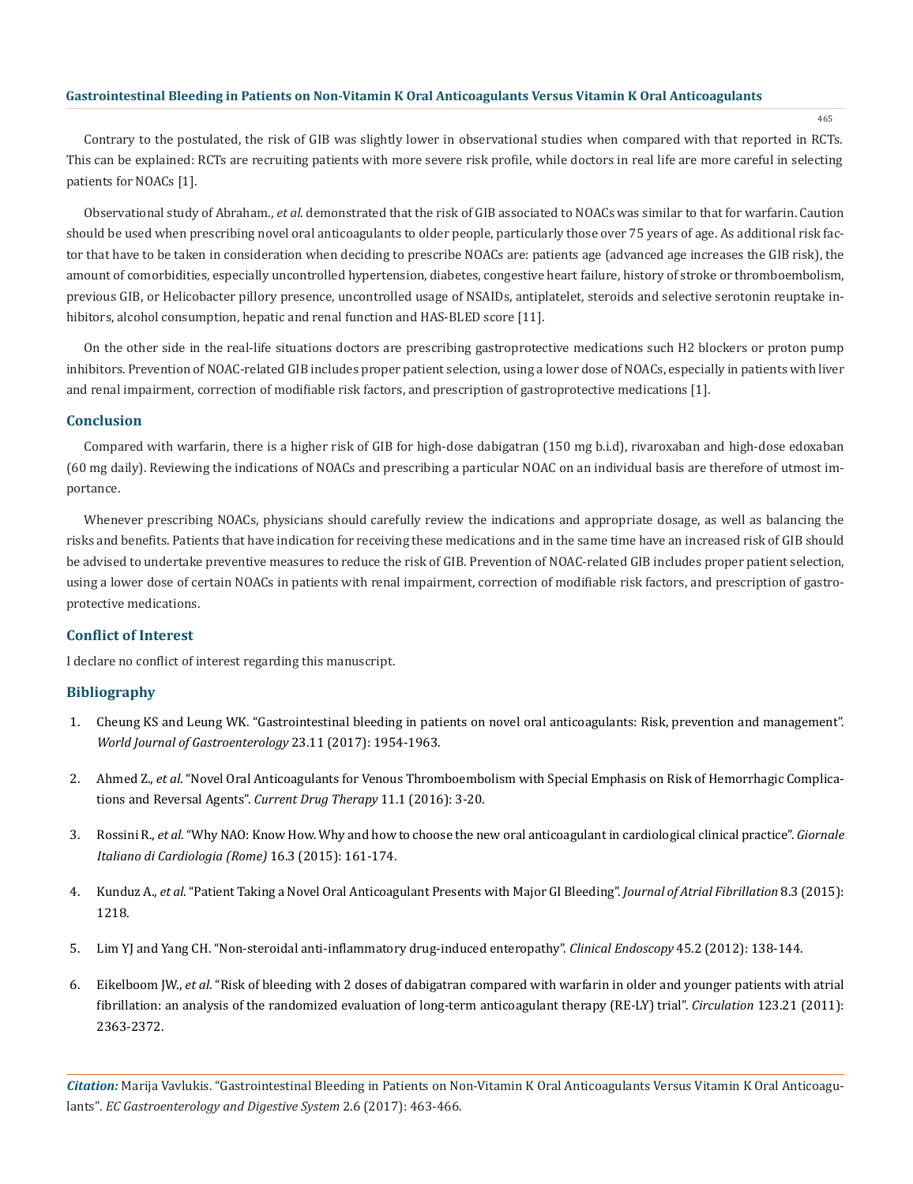Contrary to the postulated, the risk of GIB was slightly lower in observational studies when compared with that reported in RCTs. This can be explained: RCTs are recruiting patients with more severe risk profile, while doctors in real life are more careful in selecting patients for NOACs [1].

Observational study of Abraham., *et al*. demonstrated that the risk of GIB associated to NOACs was similar to that for warfarin. Caution should be used when prescribing novel oral anticoagulants to older people, particularly those over 75 years of age. As additional risk factor that have to be taken in consideration when deciding to prescribe NOACs are: patients age (advanced age increases the GIB risk), the amount of comorbidities, especially uncontrolled hypertension, diabetes, congestive heart failure, history of stroke or thromboembolism, previous GIB, or Helicobacter pillory presence, uncontrolled usage of NSAIDs, antiplatelet, steroids and selective serotonin reuptake inhibitors, alcohol consumption, hepatic and renal function and HAS-BLED score [11].

On the other side in the real-life situations doctors are prescribing gastroprotective medications such H2 blockers or proton pump inhibitors. Prevention of NOAC-related GIB includes proper patient selection, using a lower dose of NOACs, especially in patients with liver and renal impairment, correction of modifiable risk factors, and prescription of gastroprotective medications [1].

## Conclusion

Compared with warfarin, there is a higher risk of GIB for high-dose dabigatran (150 mg b.i.d), rivaroxaban and high-dose edoxaban (60 mg daily). Reviewing the indications of NOACs and prescribing a particular NOAC on an individual basis are therefore of utmost importance.

Whenever prescribing NOACs, physicians should carefully review the indications and appropriate dosage, as well as balancing the risks and benefits. Patients that have indication for receiving these medications and in the same time have an increased risk of GIB should be advised to undertake preventive measures to reduce the risk of GIB. Prevention of NOAC-related GIB includes proper patient selection, using a lower dose of certain NOACs in patients with renal impairment, correction of modifiable risk factors, and prescription of gastroprotective medications.

## Conflict of Interest

I declare no conflict of interest regarding this manuscript.

## Bibliography

1. Cheung KS and Leung WK. "Gastrointestinal bleeding in patients on novel oral anticoagulants: Risk, prevention and management". *World Journal of Gastroenterology* 23.11 (2017): 1954-1963.
2. Ahmed Z., *et al*. "Novel Oral Anticoagulants for Venous Thromboembolism with Special Emphasis on Risk of Hemorrhagic Complications and Reversal Agents". *Current Drug Therapy* 11.1 (2016): 3-20.
3. Rossini R., *et al*. "Why NAO: Know How. Why and how to choose the new oral anticoagulant in cardiological clinical practice". *Giornale Italiano di Cardiologia (Rome)* 16.3 (2015): 161-174.
4. Kunduz A., *et al*. "Patient Taking a Novel Oral Anticoagulant Presents with Major GI Bleeding". *Journal of Atrial Fibrillation* 8.3 (2015): 1218.
5. Lim YJ and Yang CH. "Non-steroidal anti-inflammatory drug-induced enteropathy". *Clinical Endoscopy* 45.2 (2012): 138-144.
6. Eikelboom JW., *et al*. "Risk of bleeding with 2 doses of dabigatran compared with warfarin in older and younger patients with atrial fibrillation: an analysis of the randomized evaluation of long-term anticoagulant therapy (RE-LY) trial". *Circulation* 123.21 (2011): 2363-2372.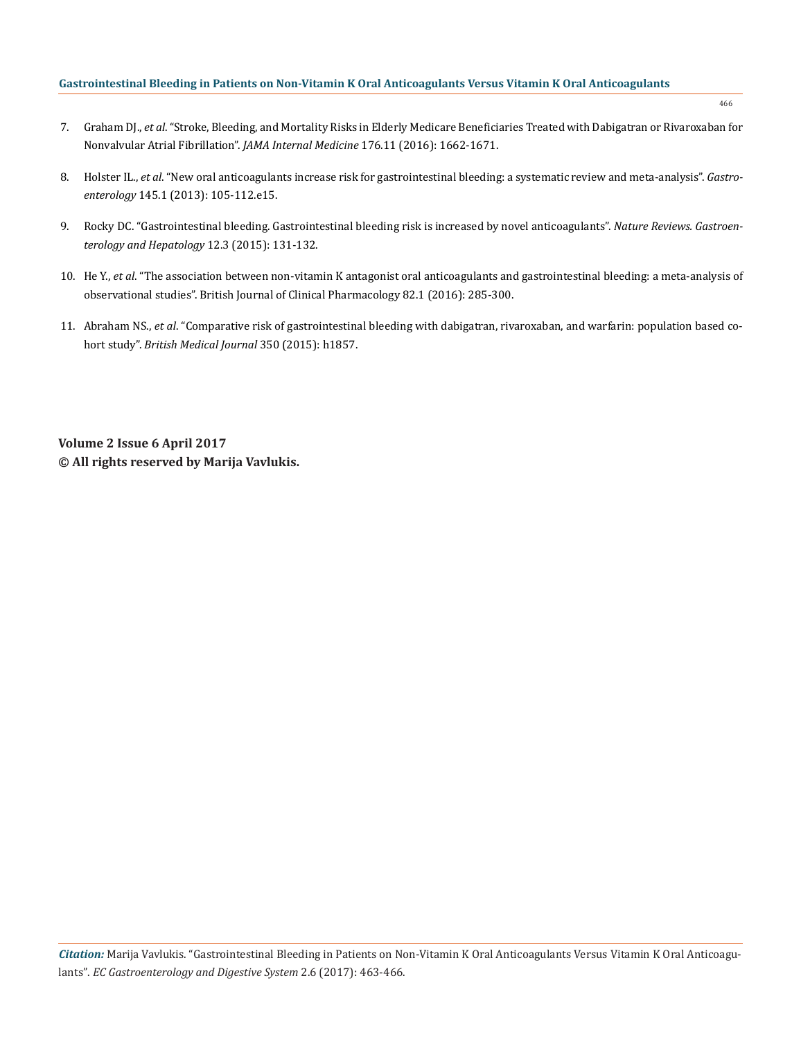7. Graham DJ., *et al*. "Stroke, Bleeding, and Mortality Risks in Elderly Medicare Beneficiaries Treated with Dabigatran or Rivaroxaban for Nonvalvular Atrial Fibrillation". *JAMA Internal Medicine* 176.11 (2016): 1662-1671.

8. Holster IL., *et al*. "New oral anticoagulants increase risk for gastrointestinal bleeding: a systematic review and meta-analysis". *Gastroenterology* 145.1 (2013): 105-112.e15.

9. Rocky DC. "Gastrointestinal bleeding. Gastrointestinal bleeding risk is increased by novel anticoagulants". *Nature Reviews. Gastroenterology and Hepatology* 12.3 (2015): 131-132.

10. He Y., *et al*. "The association between non-vitamin K antagonist oral anticoagulants and gastrointestinal bleeding: a meta-analysis of observational studies". British Journal of Clinical Pharmacology 82.1 (2016): 285-300.

11. Abraham NS., *et al*. "Comparative risk of gastrointestinal bleeding with dabigatran, rivaroxaban, and warfarin: population based cohort study". *British Medical Journal* 350 (2015): h1857.

**Volume 2 Issue 6 April 2017**
**© All rights reserved by Marija Vavlukis.**